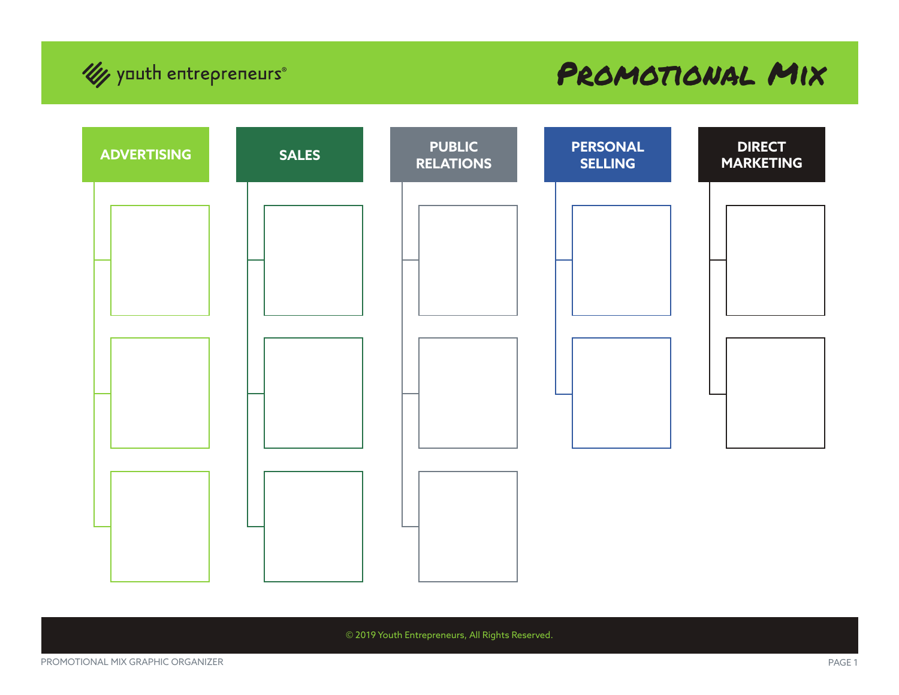youth entrepreneurs®

# Promotional Mix

| ADVERTISING | SALES | PUBLIC RELATIONS | PERSONAL SELLING | DIRECT MARKETING |
|---|---|---|---|---|
| | | | | |
| | | | | |
| | | | | |

© 2019 Youth Entrepreneurs, All Rights Reserved.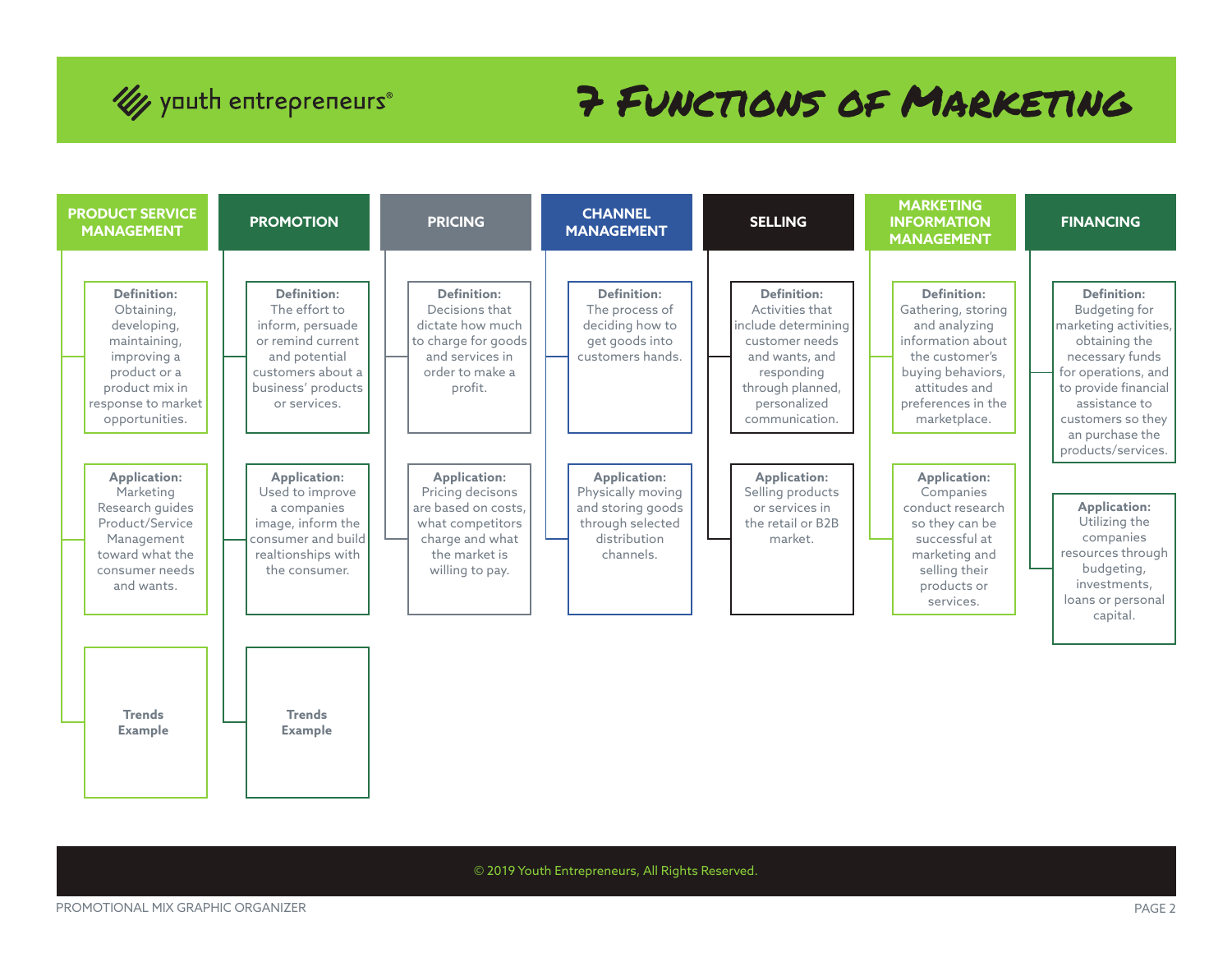# 7 Functions of Marketing

## PRODUCT SERVICE MANAGEMENT

**Definition:** Obtaining, developing, maintaining, improving a product or a product mix in response to market opportunities.

**Application:** Marketing Research guides Product/Service Management toward what the consumer needs and wants.

**Trends Example**

## PROMOTION

**Definition:** The effort to inform, persuade or remind current and potential customers about a business' products or services.

**Application:** Used to improve a companies image, inform the consumer and build realtionships with the consumer.

**Trends Example**

## PRICING

**Definition:** Decisions that dictate how much to charge for goods and services in order to make a profit.

**Application:** Pricing decisons are based on costs, what competitors charge and what the market is willing to pay.

## CHANNEL MANAGEMENT

**Definition:** The process of deciding how to get goods into customers hands.

**Application:** Physically moving and storing goods through selected distribution channels.

## SELLING

**Definition:** Activities that include determining customer needs and wants, and responding through planned, personalized communication.

**Application:** Selling products or services in the retail or B2B market.

## MARKETING INFORMATION MANAGEMENT

**Definition:** Gathering, storing and analyzing information about the customer's buying behaviors, attitudes and preferences in the marketplace.

**Application:** Companies conduct research so they can be successful at marketing and selling their products or services.

## FINANCING

**Definition:** Budgeting for marketing activities, obtaining the necessary funds for operations, and to provide financial assistance to customers so they an purchase the products/services.

**Application:** Utilizing the companies resources through budgeting, investments, loans or personal capital.

© 2019 Youth Entrepreneurs, All Rights Reserved.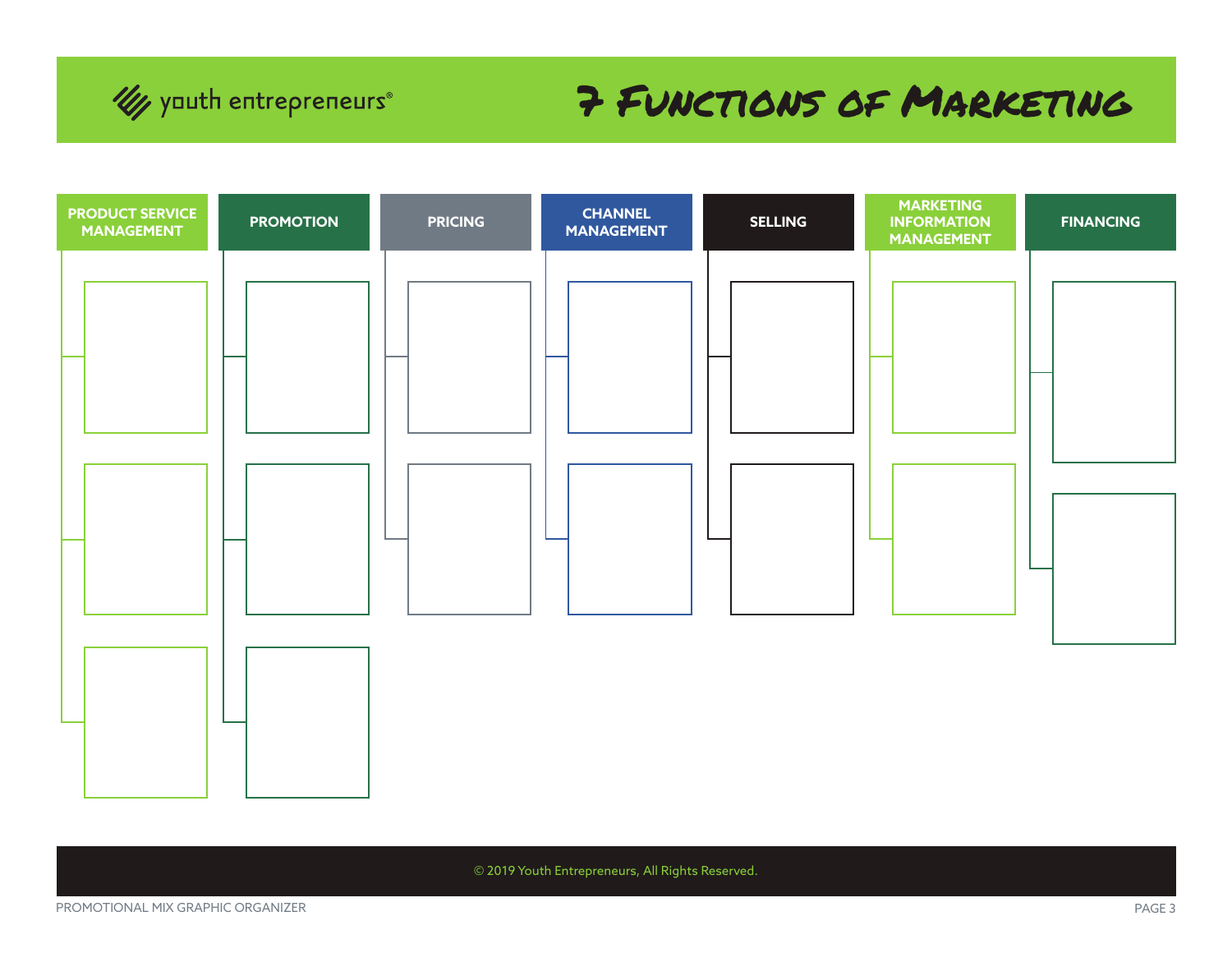youth entrepreneurs®

# 7 Functions of Marketing

| PRODUCT SERVICE MANAGEMENT | PROMOTION | PRICING | CHANNEL MANAGEMENT | SELLING | MARKETING INFORMATION MANAGEMENT | FINANCING |
|---|---|---|---|---|---|---|
| | | | | | | |
| | | | | | | |
| | | | | | | |

© 2019 Youth Entrepreneurs, All Rights Reserved.

PROMOTIONAL MIX GRAPHIC ORGANIZER